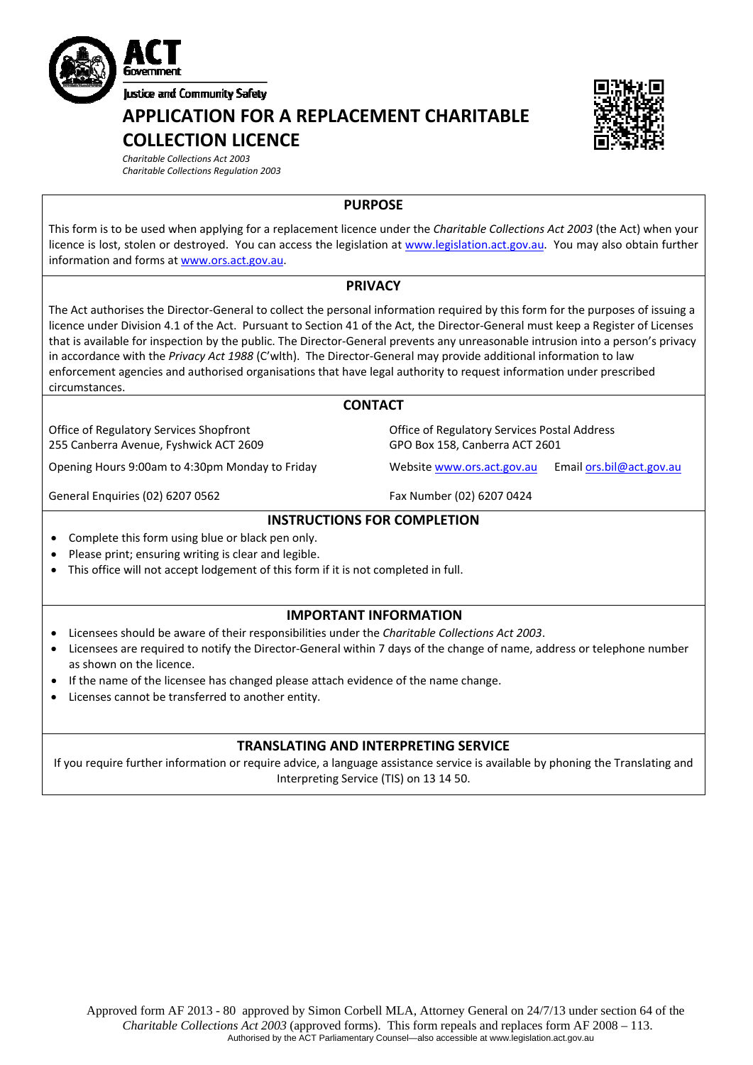ACT Government

Justice and Community Safety

# APPLICATION FOR A REPLACEMENT CHARITABLE COLLECTION LICENCE

*Charitable Collections Act 2003*
*Charitable Collections Regulation 2003*

## PURPOSE

This form is to be used when applying for a replacement licence under the *Charitable Collections Act 2003* (the Act) when your licence is lost, stolen or destroyed. You can access the legislation at www.legislation.act.gov.au. You may also obtain further information and forms at www.ors.act.gov.au.

## PRIVACY

The Act authorises the Director-General to collect the personal information required by this form for the purposes of issuing a licence under Division 4.1 of the Act. Pursuant to Section 41 of the Act, the Director-General must keep a Register of Licenses that is available for inspection by the public. The Director-General prevents any unreasonable intrusion into a person's privacy in accordance with the *Privacy Act 1988* (C'wlth). The Director-General may provide additional information to law enforcement agencies and authorised organisations that have legal authority to request information under prescribed circumstances.

## CONTACT

Office of Regulatory Services Shopfront
255 Canberra Avenue, Fyshwick ACT 2609

Opening Hours 9:00am to 4:30pm Monday to Friday

General Enquiries (02) 6207 0562

Office of Regulatory Services Postal Address
GPO Box 158, Canberra ACT 2601

Website www.ors.act.gov.au Email ors.bil@act.gov.au

Fax Number (02) 6207 0424

## INSTRUCTIONS FOR COMPLETION

- Complete this form using blue or black pen only.
- Please print; ensuring writing is clear and legible.
- This office will not accept lodgement of this form if it is not completed in full.

## IMPORTANT INFORMATION

- Licensees should be aware of their responsibilities under the *Charitable Collections Act 2003*.
- Licensees are required to notify the Director-General within 7 days of the change of name, address or telephone number as shown on the licence.
- If the name of the licensee has changed please attach evidence of the name change.
- Licenses cannot be transferred to another entity.

## TRANSLATING AND INTERPRETING SERVICE

If you require further information or require advice, a language assistance service is available by phoning the Translating and Interpreting Service (TIS) on 13 14 50.

Approved form AF 2013 - 80 approved by Simon Corbell MLA, Attorney General on 24/7/13 under section 64 of the *Charitable Collections Act 2003* (approved forms). This form repeals and replaces form AF 2008 – 113.
Authorised by the ACT Parliamentary Counsel—also accessible at www.legislation.act.gov.au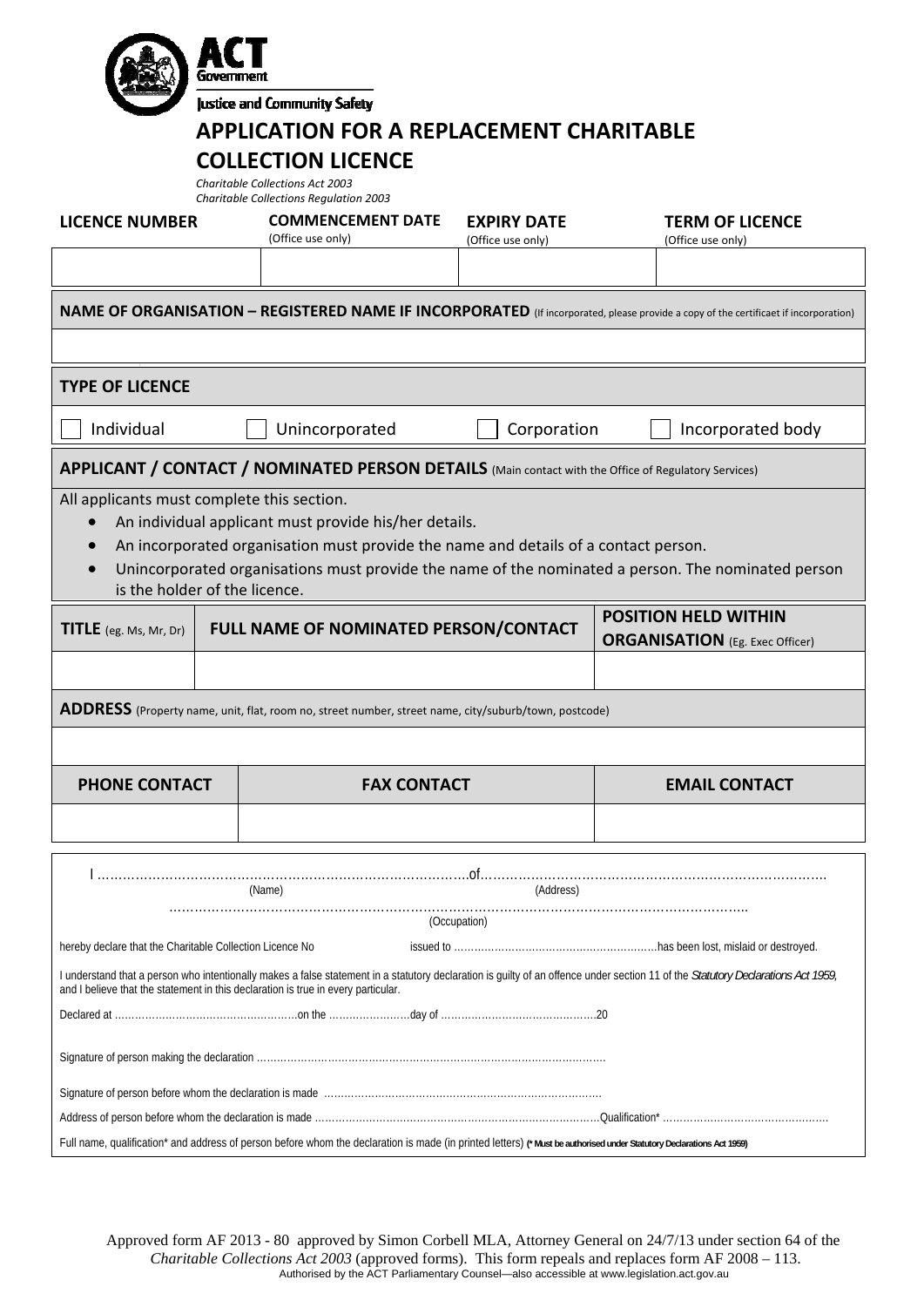ACT Government

Justice and Community Safety

# APPLICATION FOR A REPLACEMENT CHARITABLE COLLECTION LICENCE

*Charitable Collections Act 2003*
*Charitable Collections Regulation 2003*

| LICENCE NUMBER | COMMENCEMENT DATE (Office use only) | EXPIRY DATE (Office use only) | TERM OF LICENCE (Office use only) |
|---|---|---|---|
| | | | |

**NAME OF ORGANISATION – REGISTERED NAME IF INCORPORATED** (If incorporated, please provide a copy of the certificaet if incorporation)

**TYPE OF LICENCE**

☐ Individual ☐ Unincorporated ☐ Corporation ☐ Incorporated body

**APPLICANT / CONTACT / NOMINATED PERSON DETAILS** (Main contact with the Office of Regulatory Services)

All applicants must complete this section.

- An individual applicant must provide his/her details.
- An incorporated organisation must provide the name and details of a contact person.
- Unincorporated organisations must provide the name of the nominated a person. The nominated person is the holder of the licence.

| TITLE (eg. Ms, Mr, Dr) | FULL NAME OF NOMINATED PERSON/CONTACT | POSITION HELD WITHIN ORGANISATION (Eg. Exec Officer) |
|---|---|---|
| | | |

**ADDRESS** (Property name, unit, flat, room no, street number, street name, city/suburb/town, postcode)

| PHONE CONTACT | FAX CONTACT | EMAIL CONTACT |
|---|---|---|
| | | |

I ……………………………………………………………………………….of……………………………………………………………………….
(Name) (Address)

…………………………………………………………………………………………………………………………..
(Occupation)

hereby declare that the Charitable Collection Licence No issued to ……………………………………………………has been lost, mislaid or destroyed.

I understand that a person who intentionally makes a false statement in a statutory declaration is guilty of an offence under section 11 of the *Statutory Declarations Act 1959*, and I believe that the statement in this declaration is true in every particular.

Declared at ……………………………………………on the ……………………day of ………………………………………20

Signature of person making the declaration ……………………………………………………………………………………

Signature of person before whom the declaration is made ………………………………………………………………………

Address of person before whom the declaration is made …………………………………………………………………Qualification* …………………………………………

Full name, qualification* and address of person before whom the declaration is made (in printed letters) (* Must be authorised under Statutory Declarations Act 1959)

Approved form AF 2013 - 80 approved by Simon Corbell MLA, Attorney General on 24/7/13 under section 64 of the *Charitable Collections Act 2003* (approved forms). This form repeals and replaces form AF 2008 – 113.
Authorised by the ACT Parliamentary Counsel—also accessible at www.legislation.act.gov.au